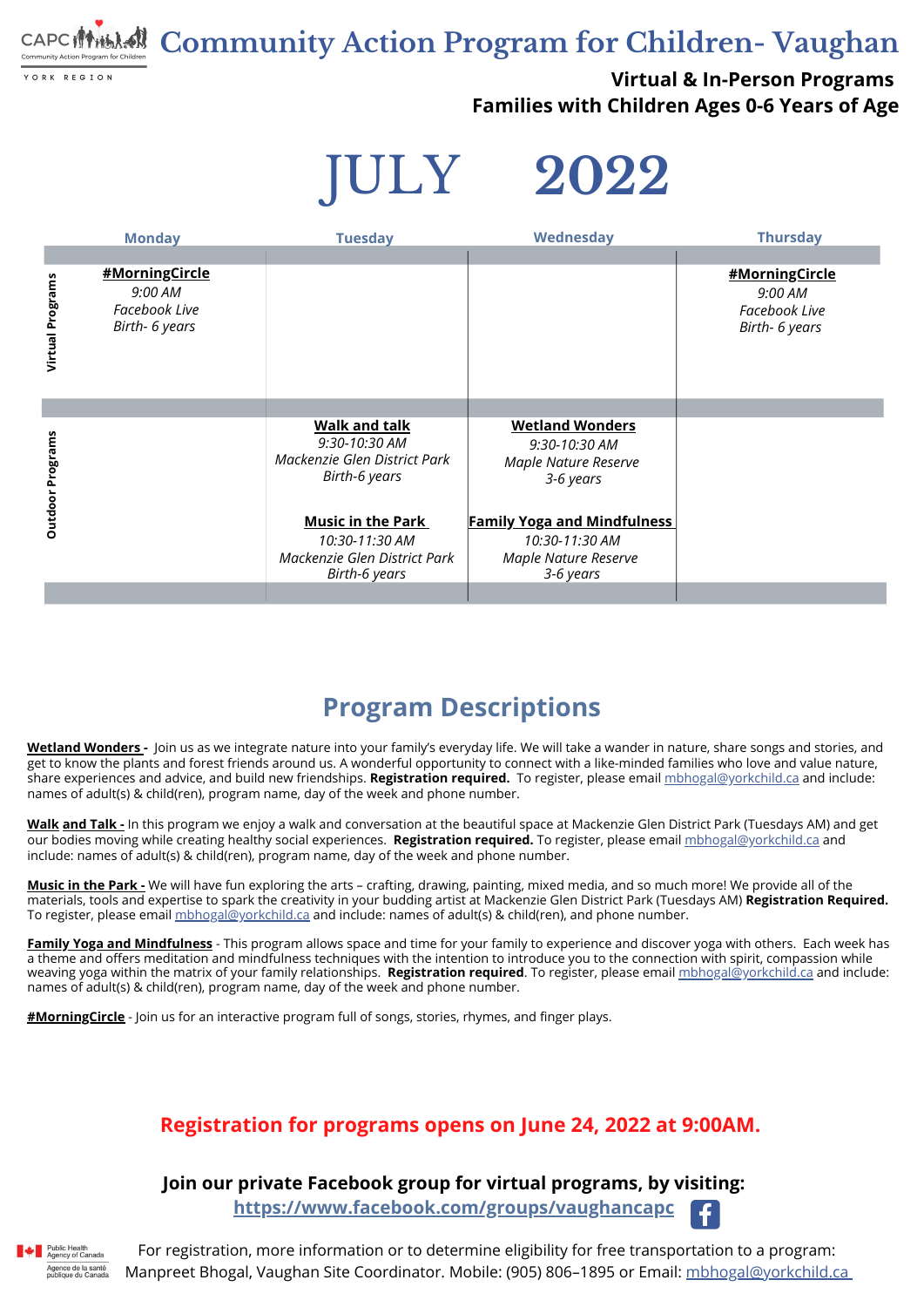# Community Action Program for Children- Vaughan

**Virtual & In-Person Programs**
**Families with Children Ages 0-6 Years of Age**

# JULY 2022

| | Monday | Tuesday | Wednesday | Thursday |
|---|---|---|---|---|
| Virtual Programs | **#MorningCircle** *9:00 AM* *Facebook Live* *Birth- 6 years* | | | **#MorningCircle** *9:00 AM* *Facebook Live* *Birth- 6 years* |
| Outdoor Programs | | **Walk and talk** *9:30-10:30 AM* *Mackenzie Glen District Park* *Birth-6 years* **Music in the Park** *10:30-11:30 AM* *Mackenzie Glen District Park* *Birth-6 years* | **Wetland Wonders** *9:30-10:30 AM* *Maple Nature Reserve* *3-6 years* **Family Yoga and Mindfulness** *10:30-11:30 AM* *Maple Nature Reserve* *3-6 years* | |

## Program Descriptions

**Wetland Wonders -** Join us as we integrate nature into your family's everyday life. We will take a wander in nature, share songs and stories, and get to know the plants and forest friends around us. A wonderful opportunity to connect with a like-minded families who love and value nature, share experiences and advice, and build new friendships. **Registration required.** To register, please email mbhogal@yorkchild.ca and include: names of adult(s) & child(ren), program name, day of the week and phone number.

**Walk and Talk -** In this program we enjoy a walk and conversation at the beautiful space at Mackenzie Glen District Park (Tuesdays AM) and get our bodies moving while creating healthy social experiences. **Registration required.** To register, please email mbhogal@yorkchild.ca and include: names of adult(s) & child(ren), program name, day of the week and phone number.

**Music in the Park -** We will have fun exploring the arts – crafting, drawing, painting, mixed media, and so much more! We provide all of the materials, tools and expertise to spark the creativity in your budding artist at Mackenzie Glen District Park (Tuesdays AM) **Registration Required.** To register, please email mbhogal@yorkchild.ca and include: names of adult(s) & child(ren), and phone number.

**Family Yoga and Mindfulness** - This program allows space and time for your family to experience and discover yoga with others. Each week has a theme and offers meditation and mindfulness techniques with the intention to introduce you to the connection with spirit, compassion while weaving yoga within the matrix of your family relationships. **Registration required**. To register, please email mbhogal@yorkchild.ca and include: names of adult(s) & child(ren), program name, day of the week and phone number.

**#MorningCircle** - Join us for an interactive program full of songs, stories, rhymes, and finger plays.

**Registration for programs opens on June 24, 2022 at 9:00AM.**

**Join our private Facebook group for virtual programs, by visiting:**
**https://www.facebook.com/groups/vaughancapc**

For registration, more information or to determine eligibility for free transportation to a program:
Manpreet Bhogal, Vaughan Site Coordinator. Mobile: (905) 806–1895 or Email: mbhogal@yorkchild.ca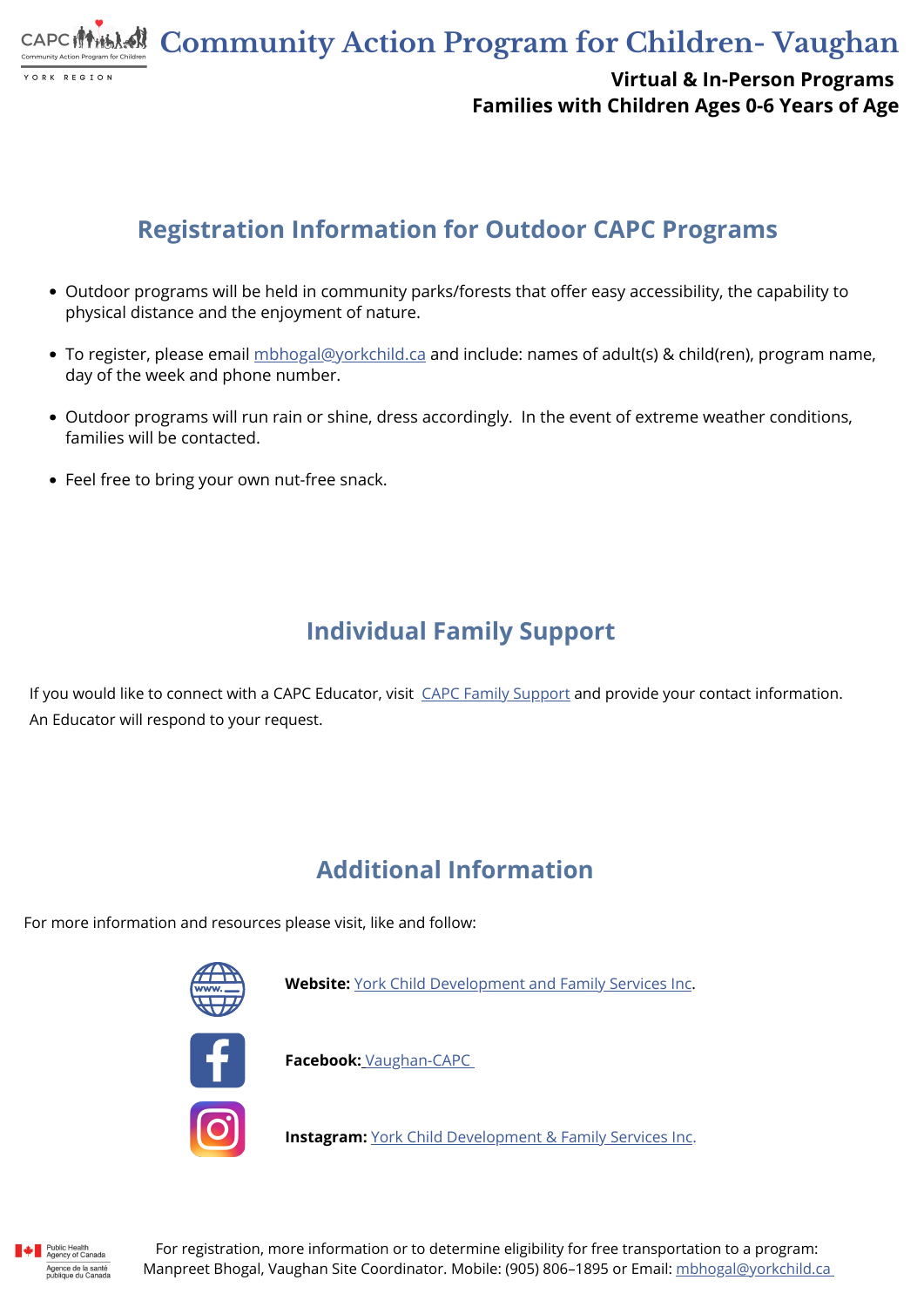# Community Action Program for Children- Vaughan

**Virtual & In-Person Programs**
**Families with Children Ages 0-6 Years of Age**

## Registration Information for Outdoor CAPC Programs

- Outdoor programs will be held in community parks/forests that offer easy accessibility, the capability to physical distance and the enjoyment of nature.
- To register, please email mbhogal@yorkchild.ca and include: names of adult(s) & child(ren), program name, day of the week and phone number.
- Outdoor programs will run rain or shine, dress accordingly. In the event of extreme weather conditions, families will be contacted.
- Feel free to bring your own nut-free snack.

## Individual Family Support

If you would like to connect with a CAPC Educator, visit CAPC Family Support and provide your contact information. An Educator will respond to your request.

## Additional Information

For more information and resources please visit, like and follow:

**Website:** York Child Development and Family Services Inc.

**Facebook:** Vaughan-CAPC

**Instagram:** York Child Development & Family Services Inc.

For registration, more information or to determine eligibility for free transportation to a program: Manpreet Bhogal, Vaughan Site Coordinator. Mobile: (905) 806–1895 or Email: mbhogal@yorkchild.ca